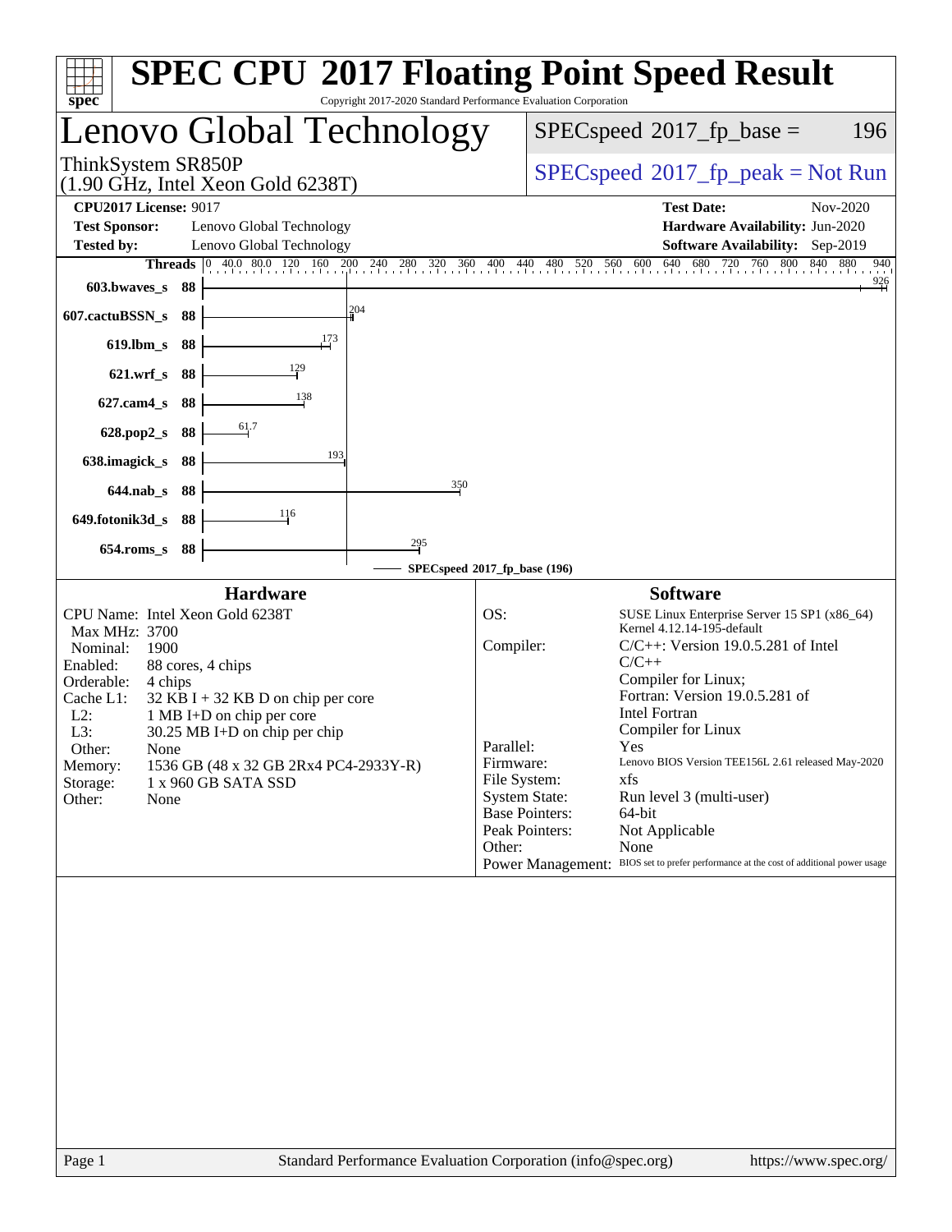# SPEC CPU 2017 Floating Point Speed Result

Copyright 2017-2020 Standard Performance Evaluation Corporation

## Lenovo Global Technology

ThinkSystem SR850P
(1.90 GHz, Intel Xeon Gold 6238T)

SPECspeed 2017_fp_base = 196

SPECspeed 2017_fp_peak = Not Run

**CPU2017 License:** 9017
**Test Sponsor:** Lenovo Global Technology
**Tested by:** Lenovo Global Technology

**Test Date:** Nov-2020
**Hardware Availability:** Jun-2020
**Software Availability:** Sep-2019

| Benchmark | Threads | SPECspeed 2017_fp_base |
|---|---|---|
| 603.bwaves_s | 88 | 926 |
| 607.cactuBSSN_s | 88 | 204 |
| 619.lbm_s | 88 | 173 |
| 621.wrf_s | 88 | 129 |
| 627.cam4_s | 88 | 138 |
| 628.pop2_s | 88 | 61.7 |
| 638.imagick_s | 88 | 193 |
| 644.nab_s | 88 | 350 |
| 649.fotonik3d_s | 88 | 116 |
| 654.roms_s | 88 | 295 |

SPECspeed 2017_fp_base (196)

### Hardware

| | |
|---|---|
| CPU Name: | Intel Xeon Gold 6238T |
| Max MHz: | 3700 |
| Nominal: | 1900 |
| Enabled: | 88 cores, 4 chips |
| Orderable: | 4 chips |
| Cache L1: | 32 KB I + 32 KB D on chip per core |
| L2: | 1 MB I+D on chip per core |
| L3: | 30.25 MB I+D on chip per chip |
| Other: | None |
| Memory: | 1536 GB (48 x 32 GB 2Rx4 PC4-2933Y-R) |
| Storage: | 1 x 960 GB SATA SSD |
| Other: | None |

### Software

| | |
|---|---|
| OS: | SUSE Linux Enterprise Server 15 SP1 (x86_64) Kernel 4.12.14-195-default |
| Compiler: | C/C++: Version 19.0.5.281 of Intel C/C++ Compiler for Linux; Fortran: Version 19.0.5.281 of Intel Fortran Compiler for Linux |
| Parallel: | Yes |
| Firmware: | Lenovo BIOS Version TEE156L 2.61 released May-2020 |
| File System: | xfs |
| System State: | Run level 3 (multi-user) |
| Base Pointers: | 64-bit |
| Peak Pointers: | Not Applicable |
| Other: | None |
| Power Management: | BIOS set to prefer performance at the cost of additional power usage |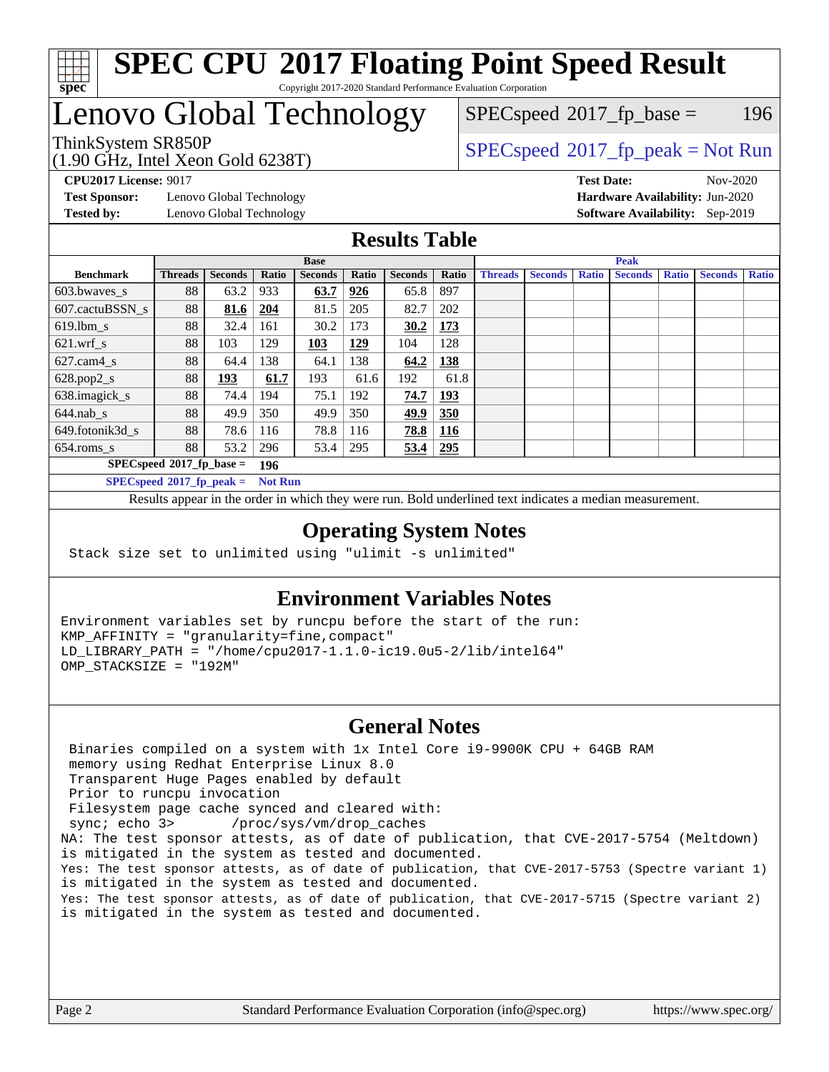# SPEC CPU 2017 Floating Point Speed Result

Copyright 2017-2020 Standard Performance Evaluation Corporation

## Lenovo Global Technology

ThinkSystem SR850P
(1.90 GHz, Intel Xeon Gold 6238T)

SPECspeed 2017_fp_base = 196

SPECspeed 2017_fp_peak = Not Run

**CPU2017 License:** 9017
**Test Sponsor:** Lenovo Global Technology
**Tested by:** Lenovo Global Technology

**Test Date:** Nov-2020
**Hardware Availability:** Jun-2020
**Software Availability:** Sep-2019

## Results Table

| Benchmark | Base | | | | | | | Peak | | | | | | |
|---|---|---|---|---|---|---|---|---|---|---|---|---|---|---|
| | Threads | Seconds | Ratio | Seconds | Ratio | Seconds | Ratio | Threads | Seconds | Ratio | Seconds | Ratio | Seconds | Ratio |
| 603.bwaves_s | 88 | 63.2 | 933 | **63.7** | **926** | 65.8 | 897 | | | | | | | |
| 607.cactuBSSN_s | 88 | **81.6** | **204** | 81.5 | 205 | 82.7 | 202 | | | | | | | |
| 619.lbm_s | 88 | 32.4 | 161 | 30.2 | 173 | **30.2** | **173** | | | | | | | |
| 621.wrf_s | 88 | 103 | 129 | **103** | **129** | 104 | 128 | | | | | | | |
| 627.cam4_s | 88 | 64.4 | 138 | 64.1 | 138 | **64.2** | **138** | | | | | | | |
| 628.pop2_s | 88 | **193** | **61.7** | 193 | 61.6 | 192 | 61.8 | | | | | | | |
| 638.imagick_s | 88 | 74.4 | 194 | 75.1 | 192 | **74.7** | **193** | | | | | | | |
| 644.nab_s | 88 | 49.9 | 350 | 49.9 | 350 | **49.9** | **350** | | | | | | | |
| 649.fotonik3d_s | 88 | 78.6 | 116 | 78.8 | 116 | **78.8** | **116** | | | | | | | |
| 654.roms_s | 88 | 53.2 | 296 | 53.4 | 295 | **53.4** | **295** | | | | | | | |

**SPECspeed 2017_fp_base = 196**

**SPECspeed 2017_fp_peak = Not Run**

Results appear in the order in which they were run. Bold underlined text indicates a median measurement.

## Operating System Notes

```
Stack size set to unlimited using "ulimit -s unlimited"
```

## Environment Variables Notes

```
Environment variables set by runcpu before the start of the run:
KMP_AFFINITY = "granularity=fine,compact"
LD_LIBRARY_PATH = "/home/cpu2017-1.1.0-ic19.0u5-2/lib/intel64"
OMP_STACKSIZE = "192M"
```

## General Notes

```
 Binaries compiled on a system with 1x Intel Core i9-9900K CPU + 64GB RAM
 memory using Redhat Enterprise Linux 8.0
 Transparent Huge Pages enabled by default
 Prior to runcpu invocation
 Filesystem page cache synced and cleared with:
 sync; echo 3>       /proc/sys/vm/drop_caches
NA: The test sponsor attests, as of date of publication, that CVE-2017-5754 (Meltdown)
is mitigated in the system as tested and documented.
Yes: The test sponsor attests, as of date of publication, that CVE-2017-5753 (Spectre variant 1)
is mitigated in the system as tested and documented.
Yes: The test sponsor attests, as of date of publication, that CVE-2017-5715 (Spectre variant 2)
is mitigated in the system as tested and documented.
```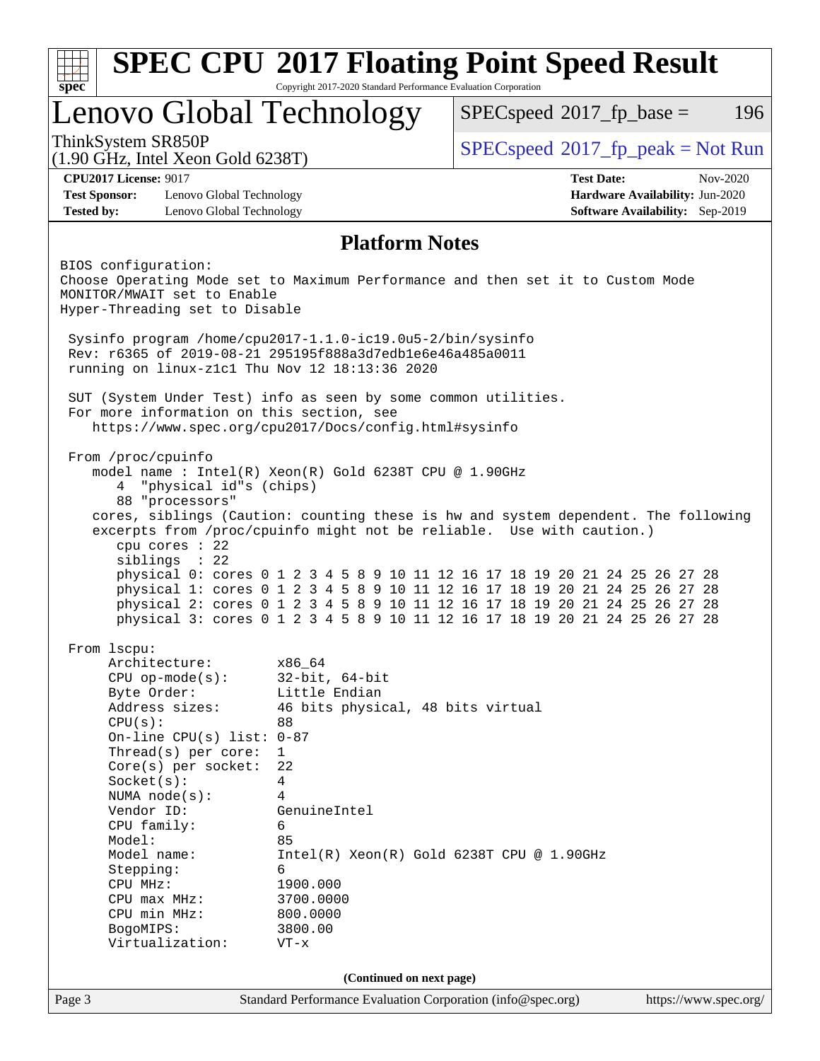# SPEC CPU 2017 Floating Point Speed Result

Copyright 2017-2020 Standard Performance Evaluation Corporation

## Lenovo Global Technology

ThinkSystem SR850P
(1.90 GHz, Intel Xeon Gold 6238T)

SPECspeed 2017_fp_base = 196

SPECspeed 2017_fp_peak = Not Run

**CPU2017 License:** 9017
**Test Sponsor:** Lenovo Global Technology
**Tested by:** Lenovo Global Technology

**Test Date:** Nov-2020
**Hardware Availability:** Jun-2020
**Software Availability:** Sep-2019

### Platform Notes

```
BIOS configuration:
Choose Operating Mode set to Maximum Performance and then set it to Custom Mode
MONITOR/MWAIT set to Enable
Hyper-Threading set to Disable

 Sysinfo program /home/cpu2017-1.1.0-ic19.0u5-2/bin/sysinfo
 Rev: r6365 of 2019-08-21 295195f888a3d7edb1e6e46a485a0011
 running on linux-z1c1 Thu Nov 12 18:13:36 2020

 SUT (System Under Test) info as seen by some common utilities.
 For more information on this section, see
    https://www.spec.org/cpu2017/Docs/config.html#sysinfo

 From /proc/cpuinfo
    model name : Intel(R) Xeon(R) Gold 6238T CPU @ 1.90GHz
       4  "physical id"s (chips)
       88 "processors"
    cores, siblings (Caution: counting these is hw and system dependent. The following
    excerpts from /proc/cpuinfo might not be reliable.  Use with caution.)
       cpu cores : 22
       siblings  : 22
       physical 0: cores 0 1 2 3 4 5 8 9 10 11 12 16 17 18 19 20 21 24 25 26 27 28
       physical 1: cores 0 1 2 3 4 5 8 9 10 11 12 16 17 18 19 20 21 24 25 26 27 28
       physical 2: cores 0 1 2 3 4 5 8 9 10 11 12 16 17 18 19 20 21 24 25 26 27 28
       physical 3: cores 0 1 2 3 4 5 8 9 10 11 12 16 17 18 19 20 21 24 25 26 27 28

 From lscpu:
      Architecture:        x86_64
      CPU op-mode(s):      32-bit, 64-bit
      Byte Order:          Little Endian
      Address sizes:       46 bits physical, 48 bits virtual
      CPU(s):              88
      On-line CPU(s) list: 0-87
      Thread(s) per core:  1
      Core(s) per socket:  22
      Socket(s):           4
      NUMA node(s):        4
      Vendor ID:           GenuineIntel
      CPU family:          6
      Model:               85
      Model name:          Intel(R) Xeon(R) Gold 6238T CPU @ 1.90GHz
      Stepping:            6
      CPU MHz:             1900.000
      CPU max MHz:         3700.0000
      CPU min MHz:         800.0000
      BogoMIPS:            3800.00
      Virtualization:      VT-x
```

**(Continued on next page)**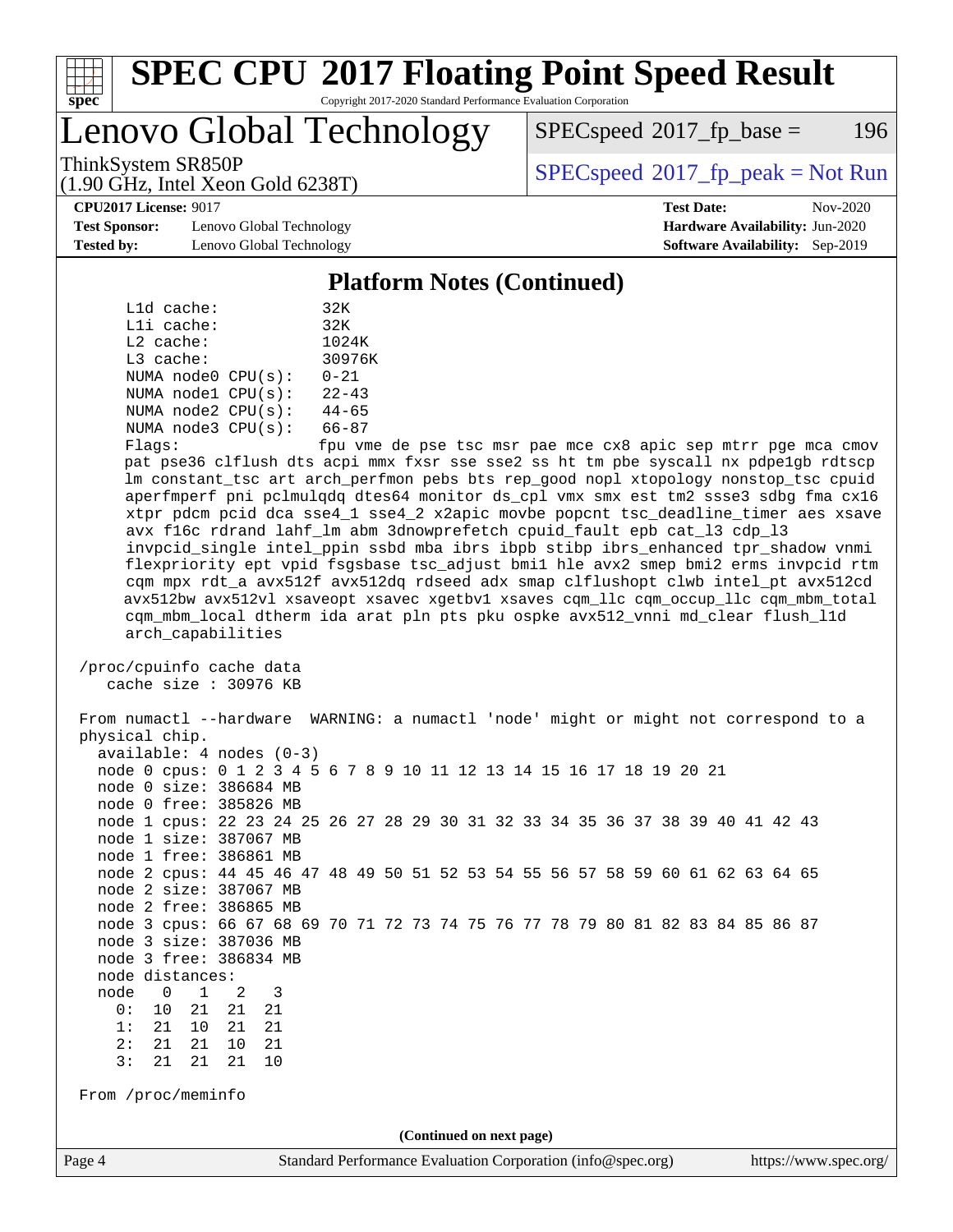## Platform Notes (Continued)

```
    L1d cache:           32K
    L1i cache:           32K
    L2 cache:            1024K
    L3 cache:            30976K
    NUMA node0 CPU(s):   0-21
    NUMA node1 CPU(s):   22-43
    NUMA node2 CPU(s):   44-65
    NUMA node3 CPU(s):   66-87
    Flags:               fpu vme de pse tsc msr pae mce cx8 apic sep mtrr pge mca cmov
    pat pse36 clflush dts acpi mmx fxsr sse sse2 ss ht tm pbe syscall nx pdpe1gb rdtscp
    lm constant_tsc art arch_perfmon pebs bts rep_good nopl xtopology nonstop_tsc cpuid
    aperfmperf pni pclmulqdq dtes64 monitor ds_cpl vmx smx est tm2 ssse3 sdbg fma cx16
    xtpr pdcm pcid dca sse4_1 sse4_2 x2apic movbe popcnt tsc_deadline_timer aes xsave
    avx f16c rdrand lahf_lm abm 3dnowprefetch cpuid_fault epb cat_l3 cdp_l3
    invpcid_single intel_ppin ssbd mba ibrs ibpb stibp ibrs_enhanced tpr_shadow vnmi
    flexpriority ept vpid fsgsbase tsc_adjust bmi1 hle avx2 smep bmi2 erms invpcid rtm
    cqm mpx rdt_a avx512f avx512dq rdseed adx smap clflushopt clwb intel_pt avx512cd
    avx512bw avx512vl xsaveopt xsavec xgetbv1 xsaves cqm_llc cqm_occup_llc cqm_mbm_total
    cqm_mbm_local dtherm ida arat pln pts pku ospke avx512_vnni md_clear flush_l1d
    arch_capabilities

 /proc/cpuinfo cache data
    cache size : 30976 KB

 From numactl --hardware  WARNING: a numactl 'node' might or might not correspond to a
 physical chip.
   available: 4 nodes (0-3)
   node 0 cpus: 0 1 2 3 4 5 6 7 8 9 10 11 12 13 14 15 16 17 18 19 20 21
   node 0 size: 386684 MB
   node 0 free: 385826 MB
   node 1 cpus: 22 23 24 25 26 27 28 29 30 31 32 33 34 35 36 37 38 39 40 41 42 43
   node 1 size: 387067 MB
   node 1 free: 386861 MB
   node 2 cpus: 44 45 46 47 48 49 50 51 52 53 54 55 56 57 58 59 60 61 62 63 64 65
   node 2 size: 387067 MB
   node 2 free: 386865 MB
   node 3 cpus: 66 67 68 69 70 71 72 73 74 75 76 77 78 79 80 81 82 83 84 85 86 87
   node 3 size: 387036 MB
   node 3 free: 386834 MB
   node distances:
   node   0   1   2   3
     0:  10  21  21  21
     1:  21  10  21  21
     2:  21  21  10  21
     3:  21  21  21  10

 From /proc/meminfo
```

(Continued on next page)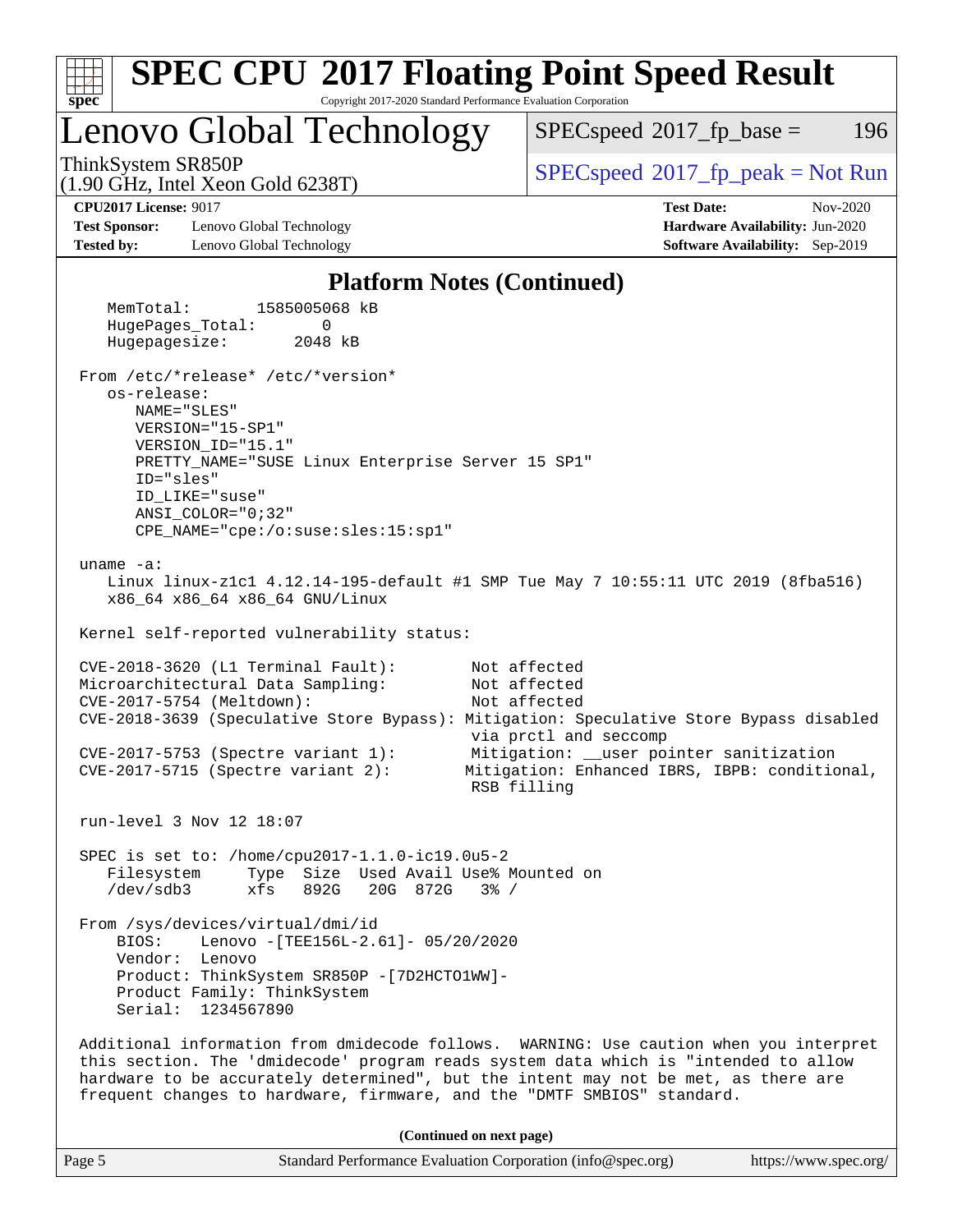# SPEC CPU 2017 Floating Point Speed Result

Copyright 2017-2020 Standard Performance Evaluation Corporation

## Lenovo Global Technology

ThinkSystem SR850P
(1.90 GHz, Intel Xeon Gold 6238T)

SPECspeed 2017_fp_base = 196

SPECspeed 2017_fp_peak = Not Run

**CPU2017 License:** 9017
**Test Sponsor:** Lenovo Global Technology
**Tested by:** Lenovo Global Technology

**Test Date:** Nov-2020
**Hardware Availability:** Jun-2020
**Software Availability:** Sep-2019

### Platform Notes (Continued)

```
    MemTotal:       1585005068 kB
    HugePages_Total:       0
    Hugepagesize:       2048 kB

 From /etc/*release* /etc/*version*
    os-release:
       NAME="SLES"
       VERSION="15-SP1"
       VERSION_ID="15.1"
       PRETTY_NAME="SUSE Linux Enterprise Server 15 SP1"
       ID="sles"
       ID_LIKE="suse"
       ANSI_COLOR="0;32"
       CPE_NAME="cpe:/o:suse:sles:15:sp1"

 uname -a:
    Linux linux-z1c1 4.12.14-195-default #1 SMP Tue May 7 10:55:11 UTC 2019 (8fba516)
    x86_64 x86_64 x86_64 GNU/Linux

 Kernel self-reported vulnerability status:

 CVE-2018-3620 (L1 Terminal Fault):        Not affected
 Microarchitectural Data Sampling:         Not affected
 CVE-2017-5754 (Meltdown):                 Not affected
 CVE-2018-3639 (Speculative Store Bypass): Mitigation: Speculative Store Bypass disabled
                                            via prctl and seccomp
 CVE-2017-5753 (Spectre variant 1):        Mitigation: __user pointer sanitization
 CVE-2017-5715 (Spectre variant 2):        Mitigation: Enhanced IBRS, IBPB: conditional,
                                            RSB filling

 run-level 3 Nov 12 18:07

 SPEC is set to: /home/cpu2017-1.1.0-ic19.0u5-2
    Filesystem     Type  Size  Used Avail Use% Mounted on
    /dev/sdb3      xfs   892G   20G  872G   3% /

 From /sys/devices/virtual/dmi/id
     BIOS:    Lenovo -[TEE156L-2.61]- 05/20/2020
     Vendor:  Lenovo
     Product: ThinkSystem SR850P -[7D2HCTO1WW]-
     Product Family: ThinkSystem
     Serial:  1234567890

 Additional information from dmidecode follows.  WARNING: Use caution when you interpret
 this section. The 'dmidecode' program reads system data which is "intended to allow
 hardware to be accurately determined", but the intent may not be met, as there are
 frequent changes to hardware, firmware, and the "DMTF SMBIOS" standard.
```

(Continued on next page)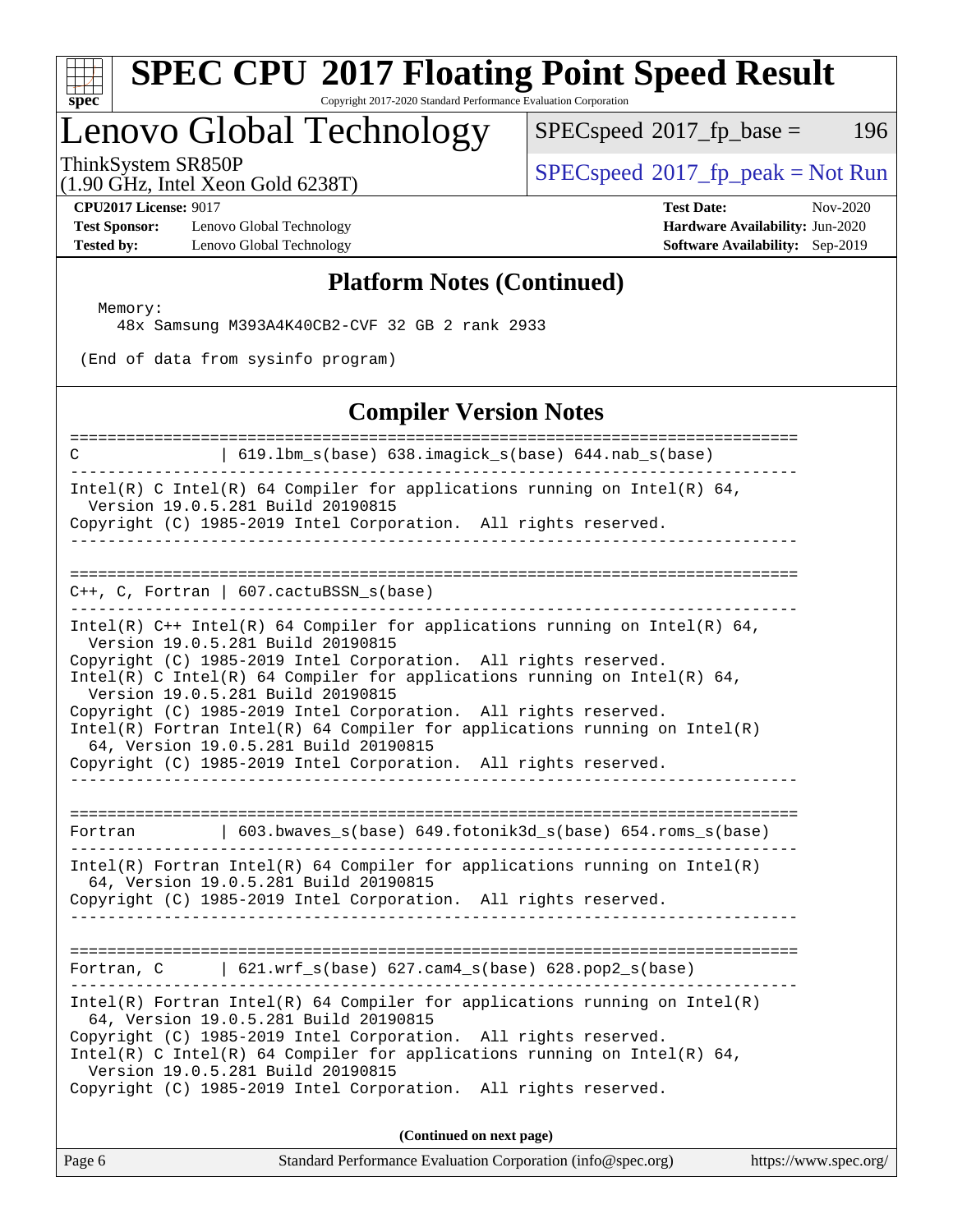# SPEC CPU 2017 Floating Point Speed Result

Copyright 2017-2020 Standard Performance Evaluation Corporation

## Lenovo Global Technology

ThinkSystem SR850P
(1.90 GHz, Intel Xeon Gold 6238T)

SPECspeed 2017_fp_base = 196

SPECspeed 2017_fp_peak = Not Run

**CPU2017 License:** 9017
**Test Sponsor:** Lenovo Global Technology
**Tested by:** Lenovo Global Technology

**Test Date:** Nov-2020
**Hardware Availability:** Jun-2020
**Software Availability:** Sep-2019

### Platform Notes (Continued)

```
  Memory:
    48x Samsung M393A4K40CB2-CVF 32 GB 2 rank 2933

 (End of data from sysinfo program)
```

### Compiler Version Notes

```
==============================================================================
C              | 619.lbm_s(base) 638.imagick_s(base) 644.nab_s(base)
------------------------------------------------------------------------------
Intel(R) C Intel(R) 64 Compiler for applications running on Intel(R) 64,
  Version 19.0.5.281 Build 20190815
Copyright (C) 1985-2019 Intel Corporation.  All rights reserved.
------------------------------------------------------------------------------

==============================================================================
C++, C, Fortran | 607.cactuBSSN_s(base)
------------------------------------------------------------------------------
Intel(R) C++ Intel(R) 64 Compiler for applications running on Intel(R) 64,
  Version 19.0.5.281 Build 20190815
Copyright (C) 1985-2019 Intel Corporation.  All rights reserved.
Intel(R) C Intel(R) 64 Compiler for applications running on Intel(R) 64,
  Version 19.0.5.281 Build 20190815
Copyright (C) 1985-2019 Intel Corporation.  All rights reserved.
Intel(R) Fortran Intel(R) 64 Compiler for applications running on Intel(R)
  64, Version 19.0.5.281 Build 20190815
Copyright (C) 1985-2019 Intel Corporation.  All rights reserved.
------------------------------------------------------------------------------

==============================================================================
Fortran        | 603.bwaves_s(base) 649.fotonik3d_s(base) 654.roms_s(base)
------------------------------------------------------------------------------
Intel(R) Fortran Intel(R) 64 Compiler for applications running on Intel(R)
  64, Version 19.0.5.281 Build 20190815
Copyright (C) 1985-2019 Intel Corporation.  All rights reserved.
------------------------------------------------------------------------------

==============================================================================
Fortran, C     | 621.wrf_s(base) 627.cam4_s(base) 628.pop2_s(base)
------------------------------------------------------------------------------
Intel(R) Fortran Intel(R) 64 Compiler for applications running on Intel(R)
  64, Version 19.0.5.281 Build 20190815
Copyright (C) 1985-2019 Intel Corporation.  All rights reserved.
Intel(R) C Intel(R) 64 Compiler for applications running on Intel(R) 64,
  Version 19.0.5.281 Build 20190815
Copyright (C) 1985-2019 Intel Corporation.  All rights reserved.
```

**(Continued on next page)**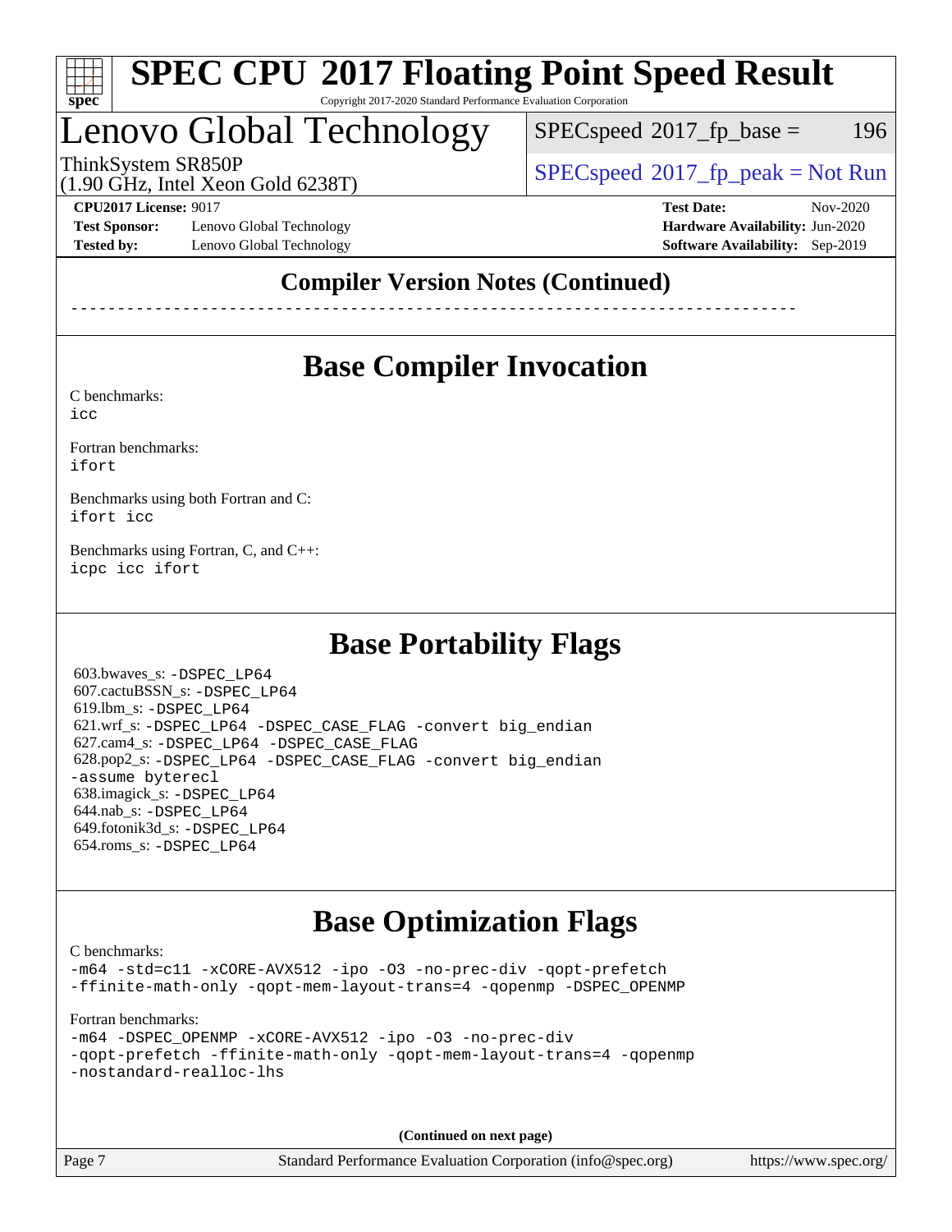# SPEC CPU 2017 Floating Point Speed Result

Copyright 2017-2020 Standard Performance Evaluation Corporation

## Lenovo Global Technology

ThinkSystem SR850P
(1.90 GHz, Intel Xeon Gold 6238T)

SPECspeed 2017_fp_base = 196

SPECspeed 2017_fp_peak = Not Run

**CPU2017 License:** 9017
**Test Sponsor:** Lenovo Global Technology
**Tested by:** Lenovo Global Technology

**Test Date:** Nov-2020
**Hardware Availability:** Jun-2020
**Software Availability:** Sep-2019

## Compiler Version Notes (Continued)

```
------------------------------------------------------------------------------
```

## Base Compiler Invocation

C benchmarks:
`icc`

Fortran benchmarks:
`ifort`

Benchmarks using both Fortran and C:
`ifort icc`

Benchmarks using Fortran, C, and C++:
`icpc icc ifort`

## Base Portability Flags

603.bwaves_s: `-DSPEC_LP64`
607.cactuBSSN_s: `-DSPEC_LP64`
619.lbm_s: `-DSPEC_LP64`
621.wrf_s: `-DSPEC_LP64 -DSPEC_CASE_FLAG -convert big_endian`
627.cam4_s: `-DSPEC_LP64 -DSPEC_CASE_FLAG`
628.pop2_s: `-DSPEC_LP64 -DSPEC_CASE_FLAG -convert big_endian -assume byterecl`
638.imagick_s: `-DSPEC_LP64`
644.nab_s: `-DSPEC_LP64`
649.fotonik3d_s: `-DSPEC_LP64`
654.roms_s: `-DSPEC_LP64`

## Base Optimization Flags

C benchmarks:
```
-m64 -std=c11 -xCORE-AVX512 -ipo -O3 -no-prec-div -qopt-prefetch
-ffinite-math-only -qopt-mem-layout-trans=4 -qopenmp -DSPEC_OPENMP
```

Fortran benchmarks:
```
-m64 -DSPEC_OPENMP -xCORE-AVX512 -ipo -O3 -no-prec-div
-qopt-prefetch -ffinite-math-only -qopt-mem-layout-trans=4 -qopenmp
-nostandard-realloc-lhs
```

**(Continued on next page)**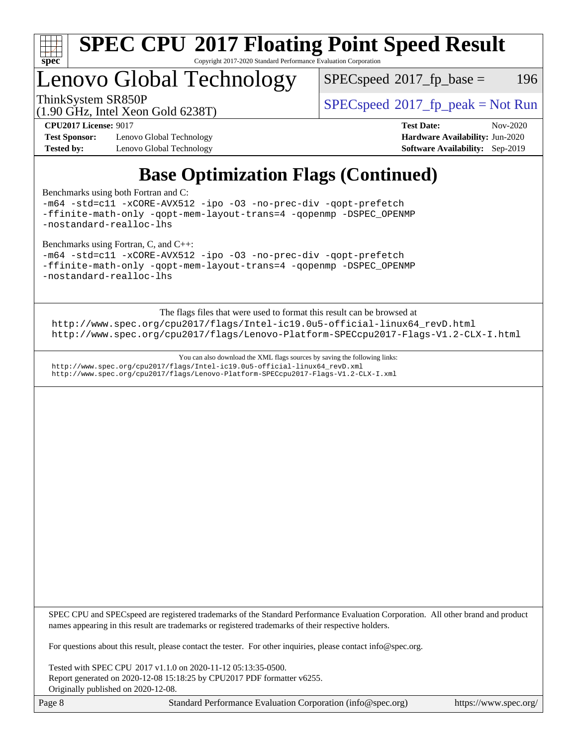# SPEC CPU 2017 Floating Point Speed Result

Copyright 2017-2020 Standard Performance Evaluation Corporation

## Lenovo Global Technology

ThinkSystem SR850P
(1.90 GHz, Intel Xeon Gold 6238T)

SPECspeed 2017_fp_base = 196

SPECspeed 2017_fp_peak = Not Run

**CPU2017 License:** 9017
**Test Sponsor:** Lenovo Global Technology
**Tested by:** Lenovo Global Technology

**Test Date:** Nov-2020
**Hardware Availability:** Jun-2020
**Software Availability:** Sep-2019

## Base Optimization Flags (Continued)

Benchmarks using both Fortran and C:

```
-m64 -std=c11 -xCORE-AVX512 -ipo -O3 -no-prec-div -qopt-prefetch
-ffinite-math-only -qopt-mem-layout-trans=4 -qopenmp -DSPEC_OPENMP
-nostandard-realloc-lhs
```

Benchmarks using Fortran, C, and C++:

```
-m64 -std=c11 -xCORE-AVX512 -ipo -O3 -no-prec-div -qopt-prefetch
-ffinite-math-only -qopt-mem-layout-trans=4 -qopenmp -DSPEC_OPENMP
-nostandard-realloc-lhs
```

The flags files that were used to format this result can be browsed at
http://www.spec.org/cpu2017/flags/Intel-ic19.0u5-official-linux64_revD.html
http://www.spec.org/cpu2017/flags/Lenovo-Platform-SPECcpu2017-Flags-V1.2-CLX-I.html

You can also download the XML flags sources by saving the following links:
http://www.spec.org/cpu2017/flags/Intel-ic19.0u5-official-linux64_revD.xml
http://www.spec.org/cpu2017/flags/Lenovo-Platform-SPECcpu2017-Flags-V1.2-CLX-I.xml

SPEC CPU and SPECspeed are registered trademarks of the Standard Performance Evaluation Corporation. All other brand and product names appearing in this result are trademarks or registered trademarks of their respective holders.

For questions about this result, please contact the tester. For other inquiries, please contact info@spec.org.

Tested with SPEC CPU 2017 v1.1.0 on 2020-11-12 05:13:35-0500.
Report generated on 2020-12-08 15:18:25 by CPU2017 PDF formatter v6255.
Originally published on 2020-12-08.